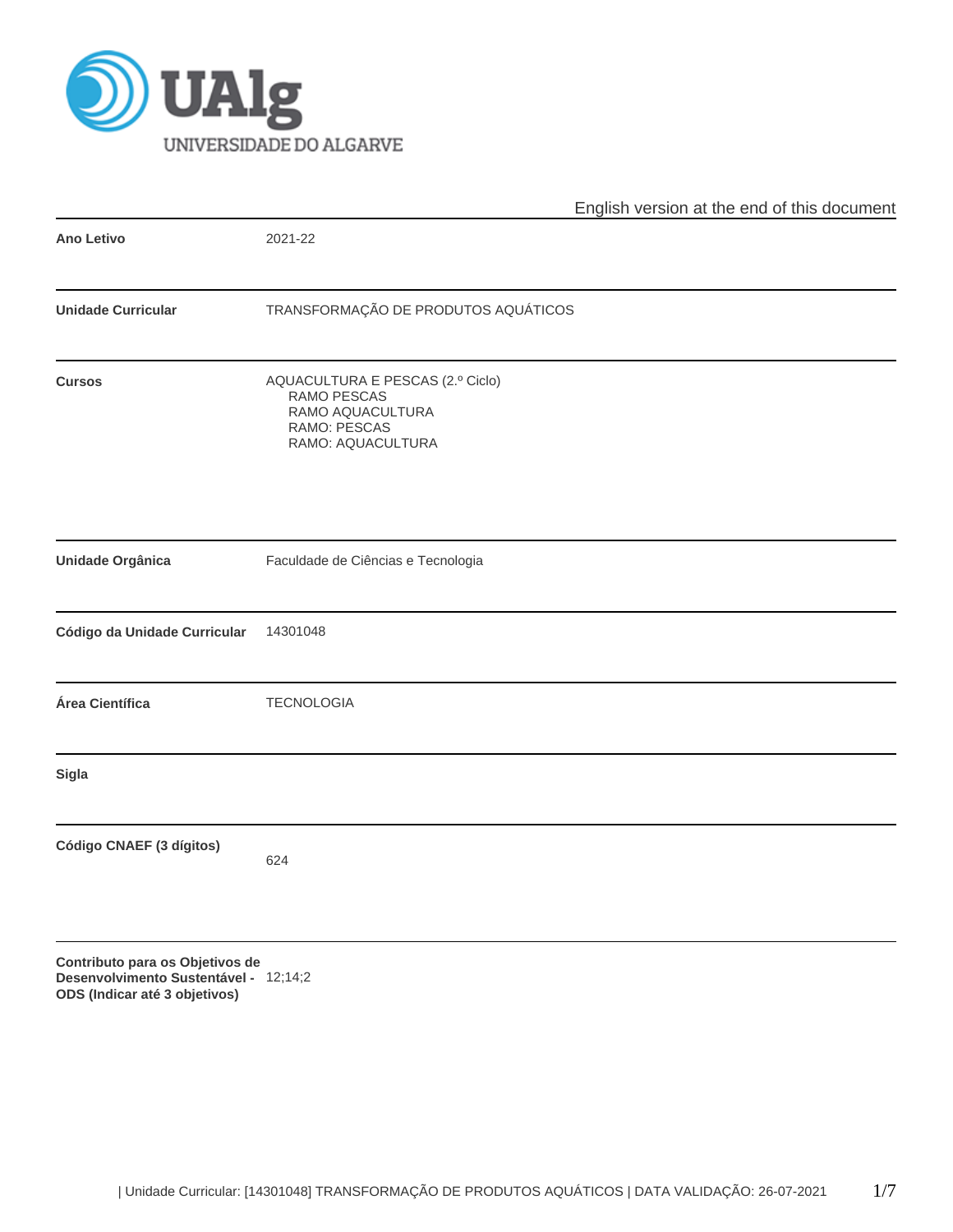UAlg UNIVERSIDADE DO ALGARVE

English version at the end of this document

| | |
|---|---|
| **Ano Letivo** | 2021-22 |
| **Unidade Curricular** | TRANSFORMAÇÃO DE PRODUTOS AQUÁTICOS |
| **Cursos** | AQUACULTURA E PESCAS (2.º Ciclo)<br>RAMO PESCAS<br>RAMO AQUACULTURA<br>RAMO: PESCAS<br>RAMO: AQUACULTURA |
| **Unidade Orgânica** | Faculdade de Ciências e Tecnologia |
| **Código da Unidade Curricular** | 14301048 |
| **Área Científica** | TECNOLOGIA |
| **Sigla** | |
| **Código CNAEF (3 dígitos)** | 624 |
| **Contributo para os Objetivos de Desenvolvimento Sustentável - ODS (Indicar até 3 objetivos)** | 12;14;2 |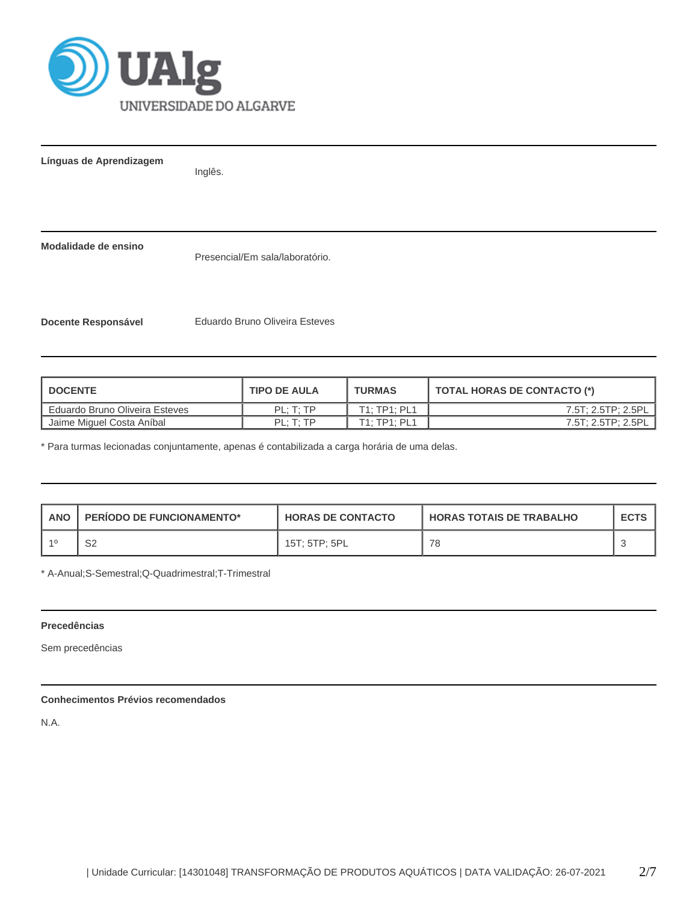**Línguas de Aprendizagem**

Inglês.

**Modalidade de ensino**

Presencial/Em sala/laboratório.

**Docente Responsável**

Eduardo Bruno Oliveira Esteves

| DOCENTE | TIPO DE AULA | TURMAS | TOTAL HORAS DE CONTACTO (*) |
|---|---|---|---|
| Eduardo Bruno Oliveira Esteves | PL; T; TP | T1; TP1; PL1 | 7.5T; 2.5TP; 2.5PL |
| Jaime Miguel Costa Aníbal | PL; T; TP | T1; TP1; PL1 | 7.5T; 2.5TP; 2.5PL |

* Para turmas lecionadas conjuntamente, apenas é contabilizada a carga horária de uma delas.

| ANO | PERÍODO DE FUNCIONAMENTO* | HORAS DE CONTACTO | HORAS TOTAIS DE TRABALHO | ECTS |
|---|---|---|---|---|
| 1º | S2 | 15T; 5TP; 5PL | 78 | 3 |

* A-Anual;S-Semestral;Q-Quadrimestral;T-Trimestral

**Precedências**

Sem precedências

**Conhecimentos Prévios recomendados**

N.A.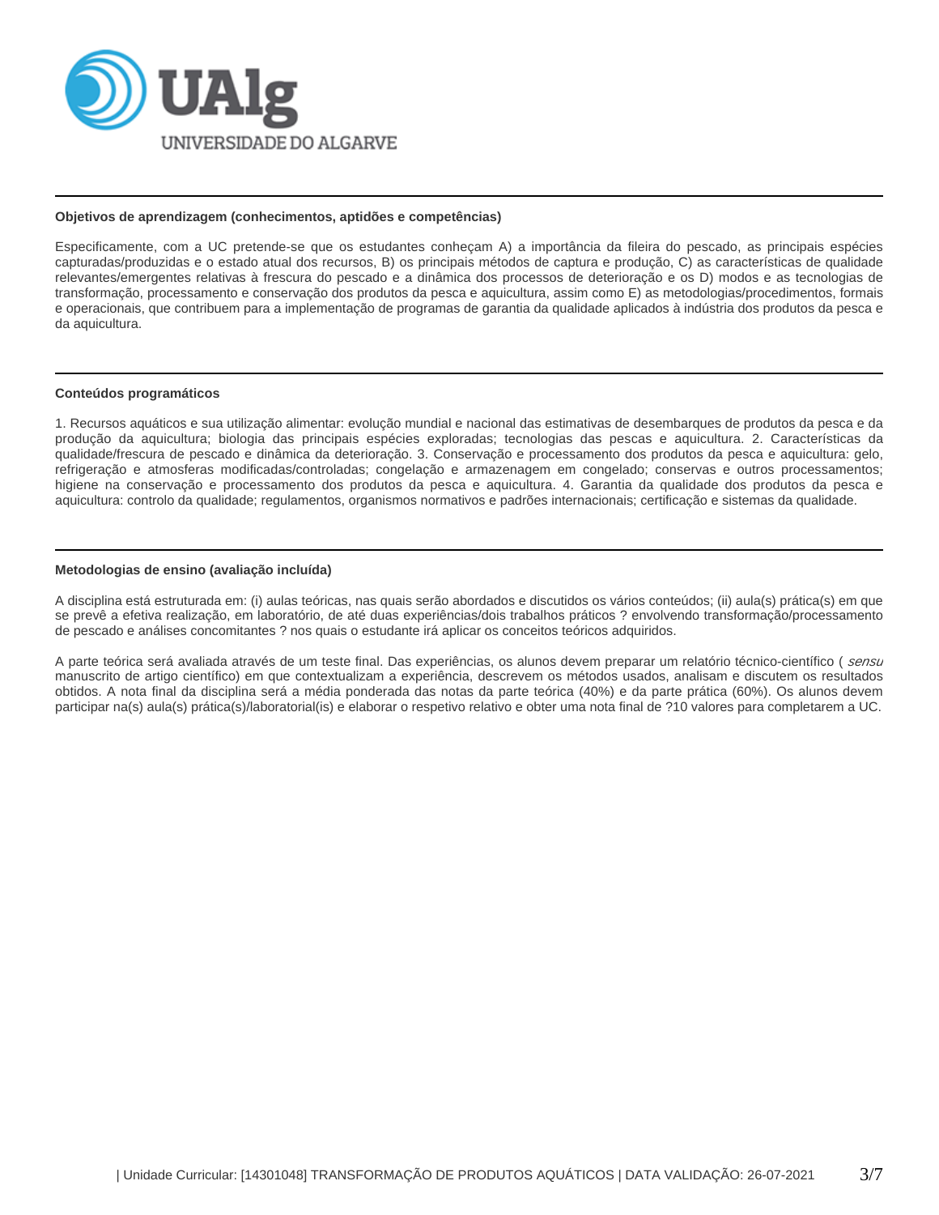### Objetivos de aprendizagem (conhecimentos, aptidões e competências)

Especificamente, com a UC pretende-se que os estudantes conheçam A) a importância da fileira do pescado, as principais espécies capturadas/produzidas e o estado atual dos recursos, B) os principais métodos de captura e produção, C) as características de qualidade relevantes/emergentes relativas à frescura do pescado e a dinâmica dos processos de deterioração e os D) modos e as tecnologias de transformação, processamento e conservação dos produtos da pesca e aquicultura, assim como E) as metodologias/procedimentos, formais e operacionais, que contribuem para a implementação de programas de garantia da qualidade aplicados à indústria dos produtos da pesca e da aquicultura.

### Conteúdos programáticos

1. Recursos aquáticos e sua utilização alimentar: evolução mundial e nacional das estimativas de desembarques de produtos da pesca e da produção da aquicultura; biologia das principais espécies exploradas; tecnologias das pescas e aquicultura. 2. Características da qualidade/frescura de pescado e dinâmica da deterioração. 3. Conservação e processamento dos produtos da pesca e aquicultura: gelo, refrigeração e atmosferas modificadas/controladas; congelação e armazenagem em congelado; conservas e outros processamentos; higiene na conservação e processamento dos produtos da pesca e aquicultura. 4. Garantia da qualidade dos produtos da pesca e aquicultura: controlo da qualidade; regulamentos, organismos normativos e padrões internacionais; certificação e sistemas da qualidade.

### Metodologias de ensino (avaliação incluída)

A disciplina está estruturada em: (i) aulas teóricas, nas quais serão abordados e discutidos os vários conteúdos; (ii) aula(s) prática(s) em que se prevê a efetiva realização, em laboratório, de até duas experiências/dois trabalhos práticos ? envolvendo transformação/processamento de pescado e análises concomitantes ? nos quais o estudante irá aplicar os conceitos teóricos adquiridos.

A parte teórica será avaliada através de um teste final. Das experiências, os alunos devem preparar um relatório técnico-científico ( *sensu* manuscrito de artigo científico) em que contextualizam a experiência, descrevem os métodos usados, analisam e discutem os resultados obtidos. A nota final da disciplina será a média ponderada das notas da parte teórica (40%) e da parte prática (60%). Os alunos devem participar na(s) aula(s) prática(s)/laboratorial(is) e elaborar o respetivo relativo e obter uma nota final de ?10 valores para completarem a UC.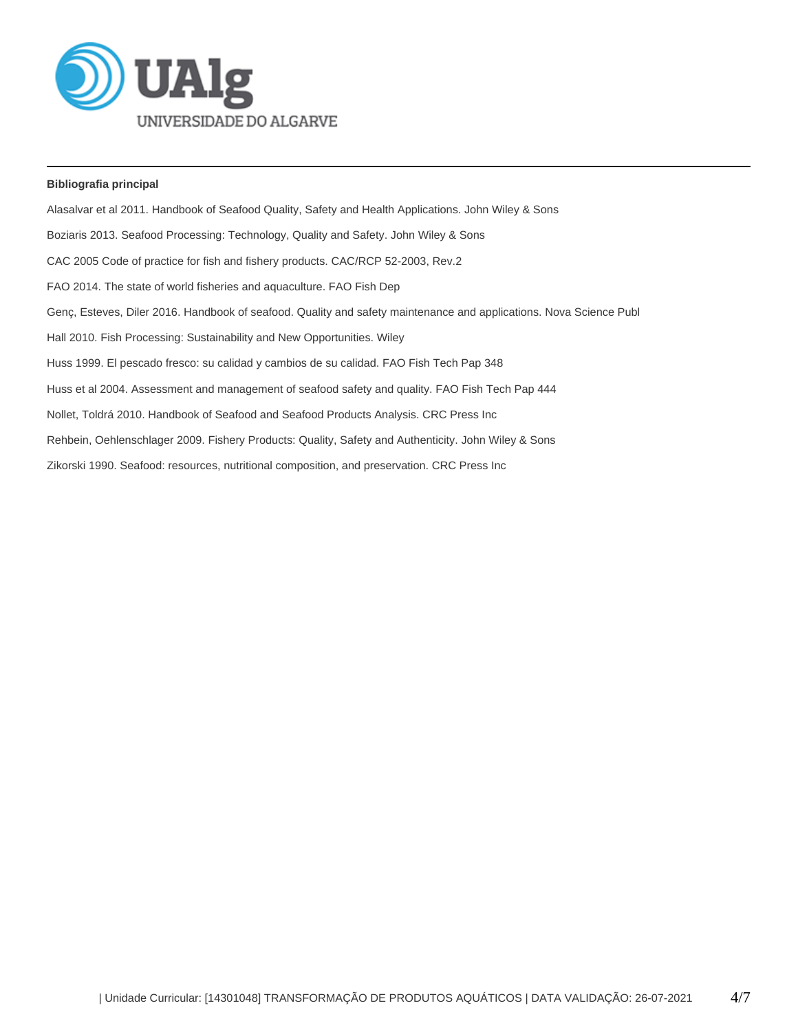**Bibliografia principal**

Alasalvar et al 2011. Handbook of Seafood Quality, Safety and Health Applications. John Wiley & Sons

Boziaris 2013. Seafood Processing: Technology, Quality and Safety. John Wiley & Sons

CAC 2005 Code of practice for fish and fishery products. CAC/RCP 52-2003, Rev.2

FAO 2014. The state of world fisheries and aquaculture. FAO Fish Dep

Genç, Esteves, Diler 2016. Handbook of seafood. Quality and safety maintenance and applications. Nova Science Publ

Hall 2010. Fish Processing: Sustainability and New Opportunities. Wiley

Huss 1999. El pescado fresco: su calidad y cambios de su calidad. FAO Fish Tech Pap 348

Huss et al 2004. Assessment and management of seafood safety and quality. FAO Fish Tech Pap 444

Nollet, Toldrá 2010. Handbook of Seafood and Seafood Products Analysis. CRC Press Inc

Rehbein, Oehlenschlager 2009. Fishery Products: Quality, Safety and Authenticity. John Wiley & Sons

Zikorski 1990. Seafood: resources, nutritional composition, and preservation. CRC Press Inc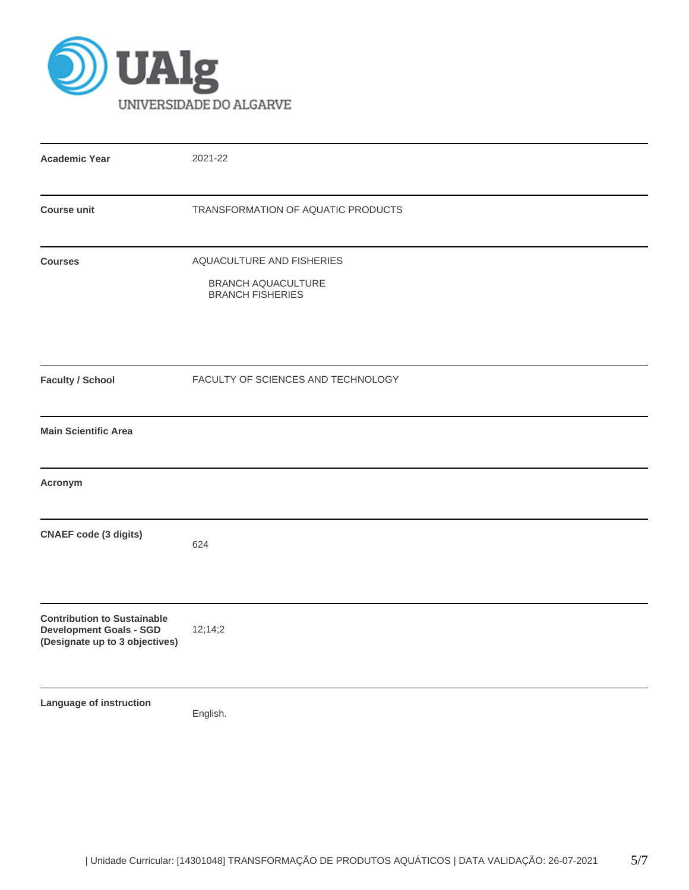| | |
|---|---|
| **Academic Year** | 2021-22 |
| **Course unit** | TRANSFORMATION OF AQUATIC PRODUCTS |
| **Courses** | AQUACULTURE AND FISHERIES<br>BRANCH AQUACULTURE<br>BRANCH FISHERIES |
| **Faculty / School** | FACULTY OF SCIENCES AND TECHNOLOGY |
| **Main Scientific Area** | |
| **Acronym** | |
| **CNAEF code (3 digits)** | 624 |
| **Contribution to Sustainable Development Goals - SGD (Designate up to 3 objectives)** | 12;14;2 |
| **Language of instruction** | English. |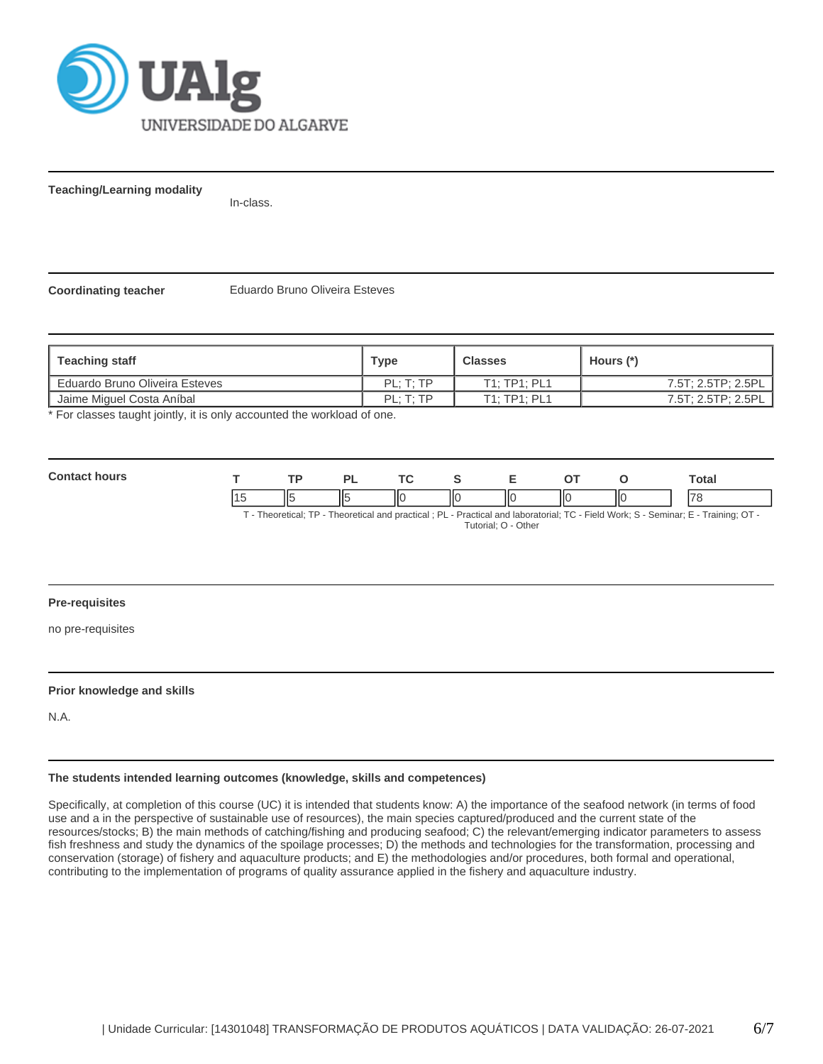**Teaching/Learning modality**

In-class.

**Coordinating teacher**

Eduardo Bruno Oliveira Esteves

| Teaching staff | Type | Classes | Hours (*) |
|---|---|---|---|
| Eduardo Bruno Oliveira Esteves | PL; T; TP | T1; TP1; PL1 | 7.5T; 2.5TP; 2.5PL |
| Jaime Miguel Costa Aníbal | PL; T; TP | T1; TP1; PL1 | 7.5T; 2.5TP; 2.5PL |

\* For classes taught jointly, it is only accounted the workload of one.

**Contact hours**

| T | TP | PL | TC | S | E | OT | O | Total |
|---|---|---|---|---|---|---|---|---|
| 15 | 5 | 5 | 0 | 0 | 0 | 0 | 0 | 78 |

T - Theoretical; TP - Theoretical and practical ; PL - Practical and laboratorial; TC - Field Work; S - Seminar; E - Training; OT - Tutorial; O - Other

**Pre-requisites**

no pre-requisites

**Prior knowledge and skills**

N.A.

**The students intended learning outcomes (knowledge, skills and competences)**

Specifically, at completion of this course (UC) it is intended that students know: A) the importance of the seafood network (in terms of food use and a in the perspective of sustainable use of resources), the main species captured/produced and the current state of the resources/stocks; B) the main methods of catching/fishing and producing seafood; C) the relevant/emerging indicator parameters to assess fish freshness and study the dynamics of the spoilage processes; D) the methods and technologies for the transformation, processing and conservation (storage) of fishery and aquaculture products; and E) the methodologies and/or procedures, both formal and operational, contributing to the implementation of programs of quality assurance applied in the fishery and aquaculture industry.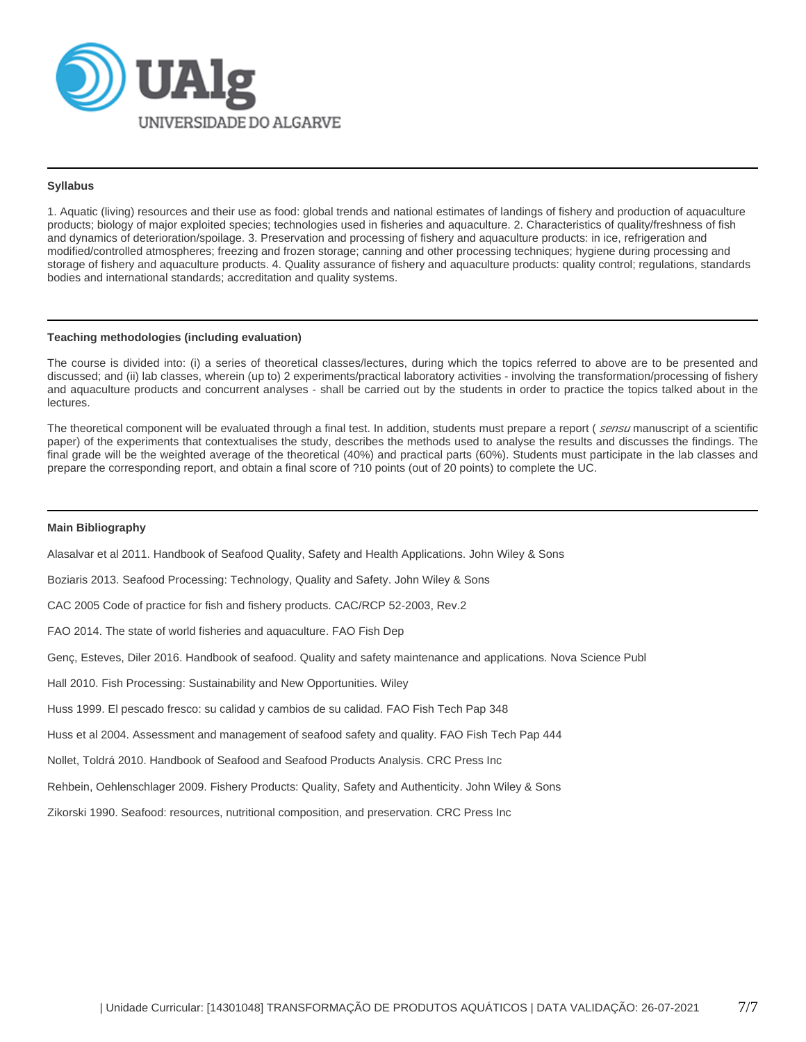## Syllabus

1. Aquatic (living) resources and their use as food: global trends and national estimates of landings of fishery and production of aquaculture products; biology of major exploited species; technologies used in fisheries and aquaculture. 2. Characteristics of quality/freshness of fish and dynamics of deterioration/spoilage. 3. Preservation and processing of fishery and aquaculture products: in ice, refrigeration and modified/controlled atmospheres; freezing and frozen storage; canning and other processing techniques; hygiene during processing and storage of fishery and aquaculture products. 4. Quality assurance of fishery and aquaculture products: quality control; regulations, standards bodies and international standards; accreditation and quality systems.

## Teaching methodologies (including evaluation)

The course is divided into: (i) a series of theoretical classes/lectures, during which the topics referred to above are to be presented and discussed; and (ii) lab classes, wherein (up to) 2 experiments/practical laboratory activities - involving the transformation/processing of fishery and aquaculture products and concurrent analyses - shall be carried out by the students in order to practice the topics talked about in the lectures.

The theoretical component will be evaluated through a final test. In addition, students must prepare a report ( *sensu* manuscript of a scientific paper) of the experiments that contextualises the study, describes the methods used to analyse the results and discusses the findings. The final grade will be the weighted average of the theoretical (40%) and practical parts (60%). Students must participate in the lab classes and prepare the corresponding report, and obtain a final score of ?10 points (out of 20 points) to complete the UC.

## Main Bibliography

Alasalvar et al 2011. Handbook of Seafood Quality, Safety and Health Applications. John Wiley & Sons

Boziaris 2013. Seafood Processing: Technology, Quality and Safety. John Wiley & Sons

CAC 2005 Code of practice for fish and fishery products. CAC/RCP 52-2003, Rev.2

FAO 2014. The state of world fisheries and aquaculture. FAO Fish Dep

Genç, Esteves, Diler 2016. Handbook of seafood. Quality and safety maintenance and applications. Nova Science Publ

Hall 2010. Fish Processing: Sustainability and New Opportunities. Wiley

Huss 1999. El pescado fresco: su calidad y cambios de su calidad. FAO Fish Tech Pap 348

Huss et al 2004. Assessment and management of seafood safety and quality. FAO Fish Tech Pap 444

Nollet, Toldrá 2010. Handbook of Seafood and Seafood Products Analysis. CRC Press Inc

Rehbein, Oehlenschlager 2009. Fishery Products: Quality, Safety and Authenticity. John Wiley & Sons

Zikorski 1990. Seafood: resources, nutritional composition, and preservation. CRC Press Inc